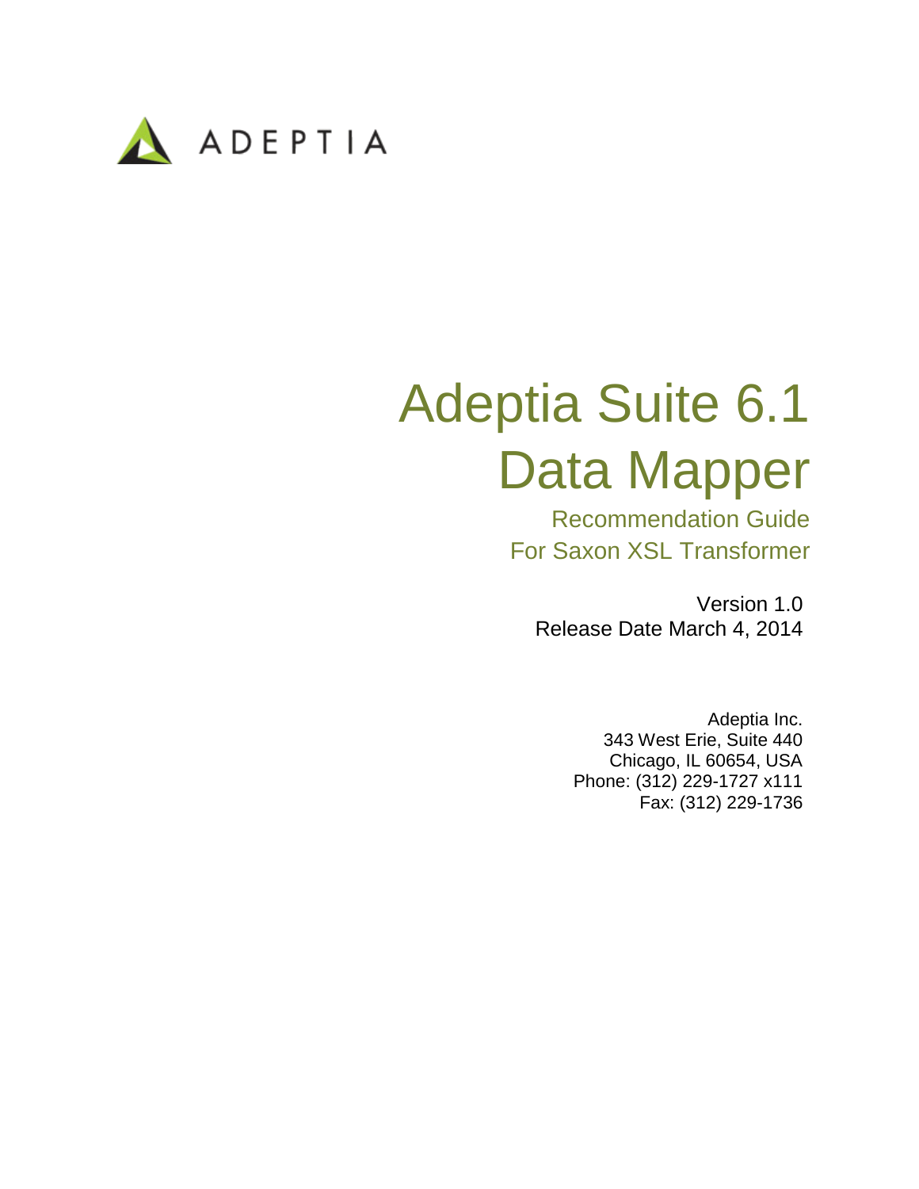ADEPTIA

# Adeptia Suite 6.1 Data Mapper

## Recommendation Guide For Saxon XSL Transformer

Version 1.0
Release Date March 4, 2014

Adeptia Inc.
343 West Erie, Suite 440
Chicago, IL 60654, USA
Phone: (312) 229-1727 x111
Fax: (312) 229-1736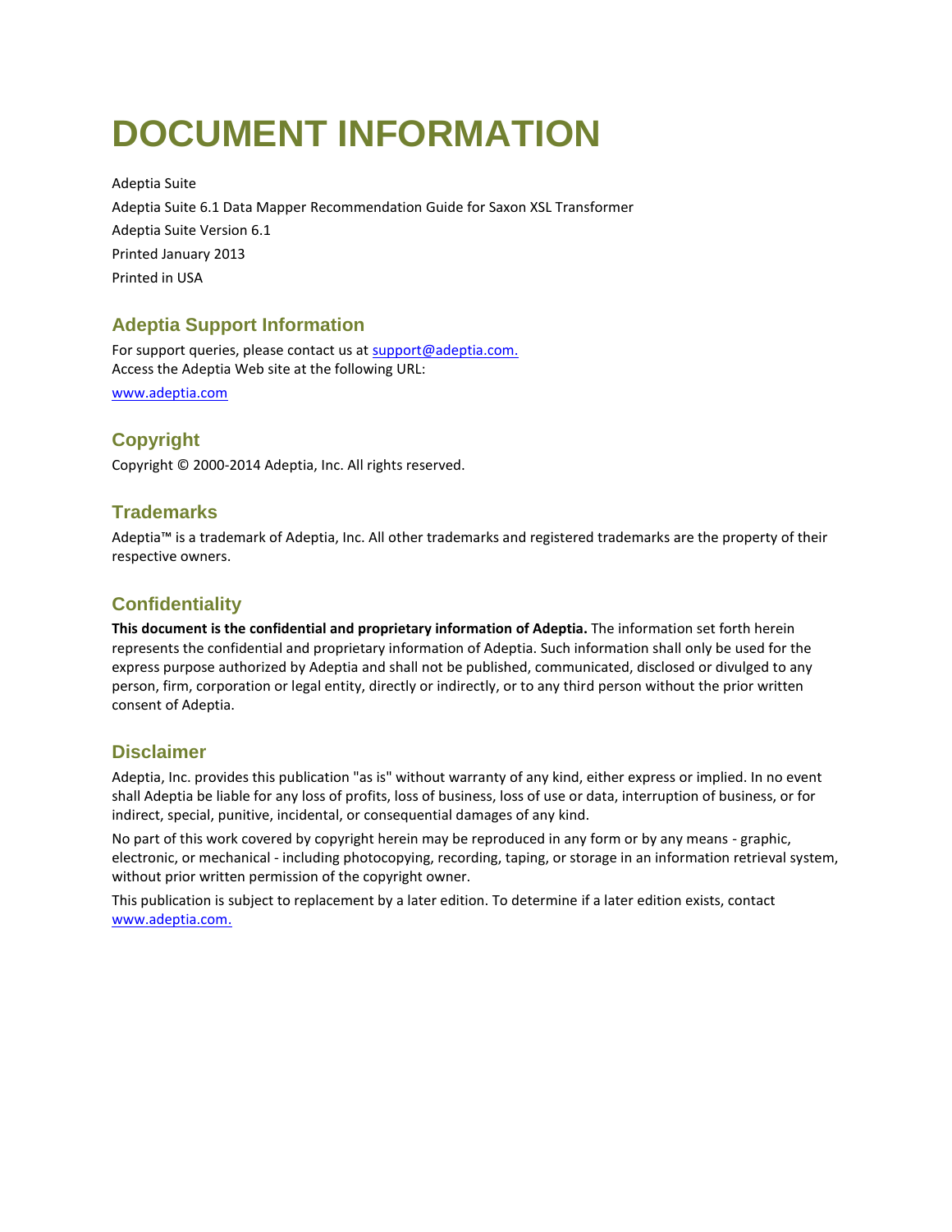# DOCUMENT INFORMATION

Adeptia Suite

Adeptia Suite 6.1 Data Mapper Recommendation Guide for Saxon XSL Transformer

Adeptia Suite Version 6.1

Printed January 2013

Printed in USA

## Adeptia Support Information

For support queries, please contact us at support@adeptia.com.
Access the Adeptia Web site at the following URL:

www.adeptia.com

## Copyright

Copyright © 2000-2014 Adeptia, Inc. All rights reserved.

## Trademarks

Adeptia™ is a trademark of Adeptia, Inc. All other trademarks and registered trademarks are the property of their respective owners.

## Confidentiality

**This document is the confidential and proprietary information of Adeptia.** The information set forth herein represents the confidential and proprietary information of Adeptia. Such information shall only be used for the express purpose authorized by Adeptia and shall not be published, communicated, disclosed or divulged to any person, firm, corporation or legal entity, directly or indirectly, or to any third person without the prior written consent of Adeptia.

## Disclaimer

Adeptia, Inc. provides this publication "as is" without warranty of any kind, either express or implied. In no event shall Adeptia be liable for any loss of profits, loss of business, loss of use or data, interruption of business, or for indirect, special, punitive, incidental, or consequential damages of any kind.

No part of this work covered by copyright herein may be reproduced in any form or by any means - graphic, electronic, or mechanical - including photocopying, recording, taping, or storage in an information retrieval system, without prior written permission of the copyright owner.

This publication is subject to replacement by a later edition. To determine if a later edition exists, contact www.adeptia.com.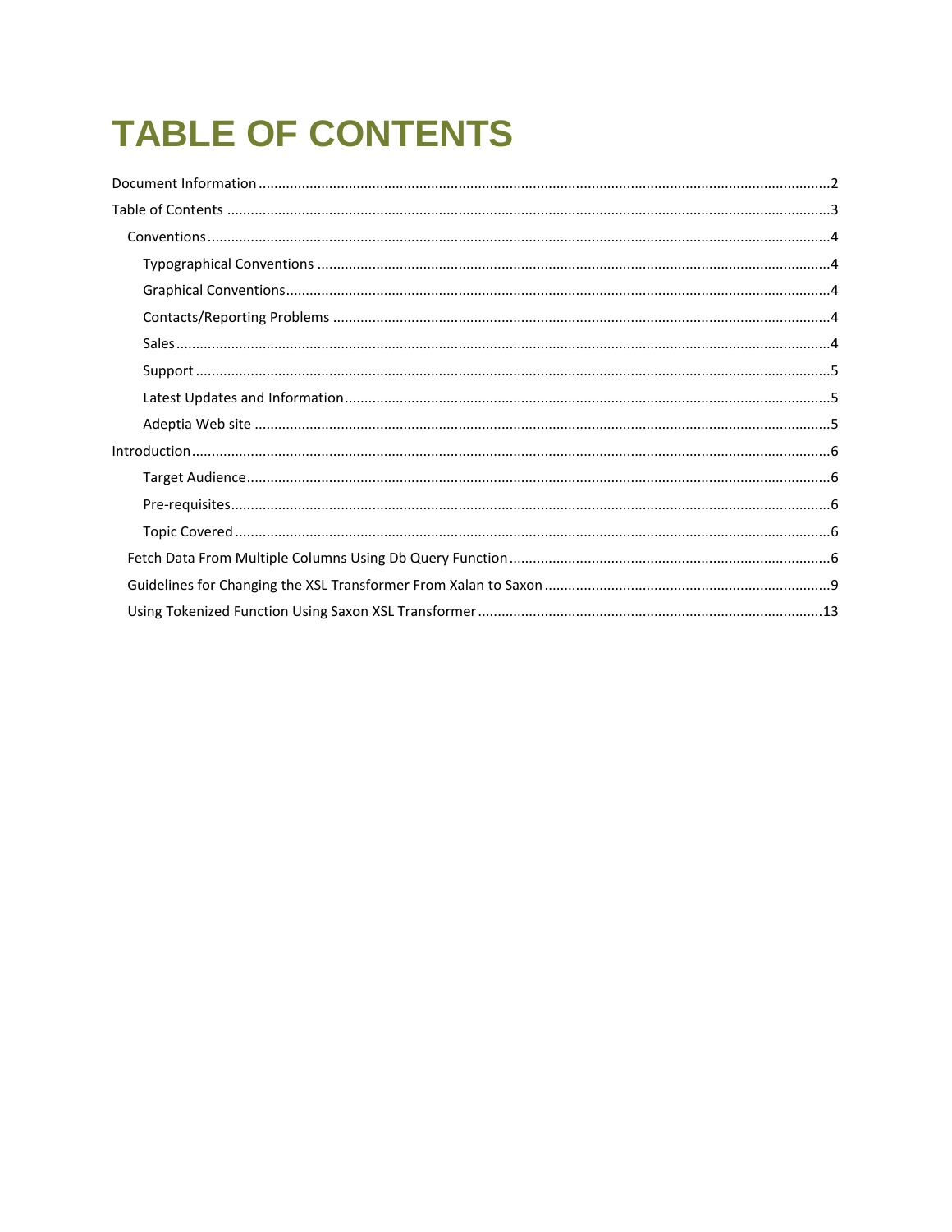# TABLE OF CONTENTS

Document Information ........................................................................................................ 2

Table of Contents ........................................................................................................ 3

- Conventions ........................................................................................................ 4
  - Typographical Conventions ........................................................................................................ 4
  - Graphical Conventions ........................................................................................................ 4
  - Contacts/Reporting Problems ........................................................................................................ 4
  - Sales ........................................................................................................ 4
  - Support ........................................................................................................ 5
  - Latest Updates and Information ........................................................................................................ 5
  - Adeptia Web site ........................................................................................................ 5

Introduction ........................................................................................................ 6

- Target Audience ........................................................................................................ 6
- Pre-requisites ........................................................................................................ 6
- Topic Covered ........................................................................................................ 6
- Fetch Data From Multiple Columns Using Db Query Function ........................................................................................................ 6
- Guidelines for Changing the XSL Transformer From Xalan to Saxon ........................................................................................................ 9
- Using Tokenized Function Using Saxon XSL Transformer ........................................................................................................ 13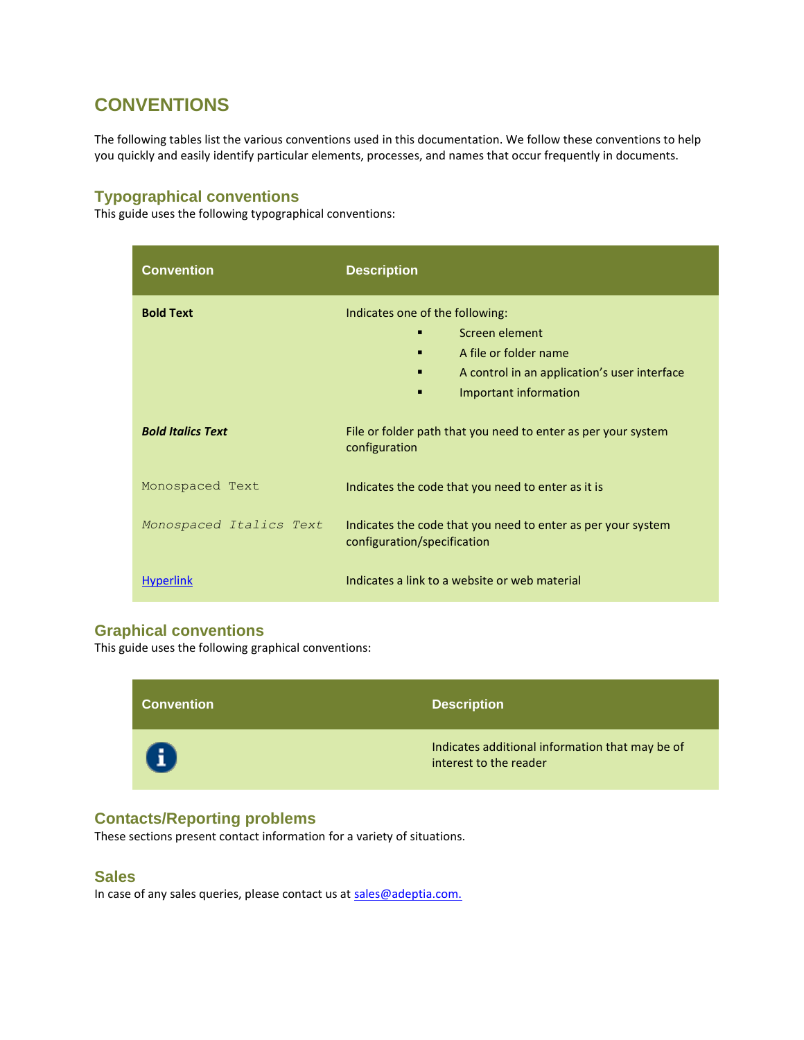# CONVENTIONS

The following tables list the various conventions used in this documentation. We follow these conventions to help you quickly and easily identify particular elements, processes, and names that occur frequently in documents.

## Typographical conventions

This guide uses the following typographical conventions:

| Convention | Description |
| --- | --- |
| **Bold Text** | Indicates one of the following:<br>▪ Screen element<br>▪ A file or folder name<br>▪ A control in an application's user interface<br>▪ Important information |
| ***Bold Italics Text*** | File or folder path that you need to enter as per your system configuration |
| `Monospaced Text` | Indicates the code that you need to enter as it is |
| *`Monospaced Italics Text`* | Indicates the code that you need to enter as per your system configuration/specification |
| Hyperlink | Indicates a link to a website or web material |

## Graphical conventions

This guide uses the following graphical conventions:

| Convention | Description |
| --- | --- |
| ℹ | Indicates additional information that may be of interest to the reader |

## Contacts/Reporting problems

These sections present contact information for a variety of situations.

## Sales

In case of any sales queries, please contact us at sales@adeptia.com.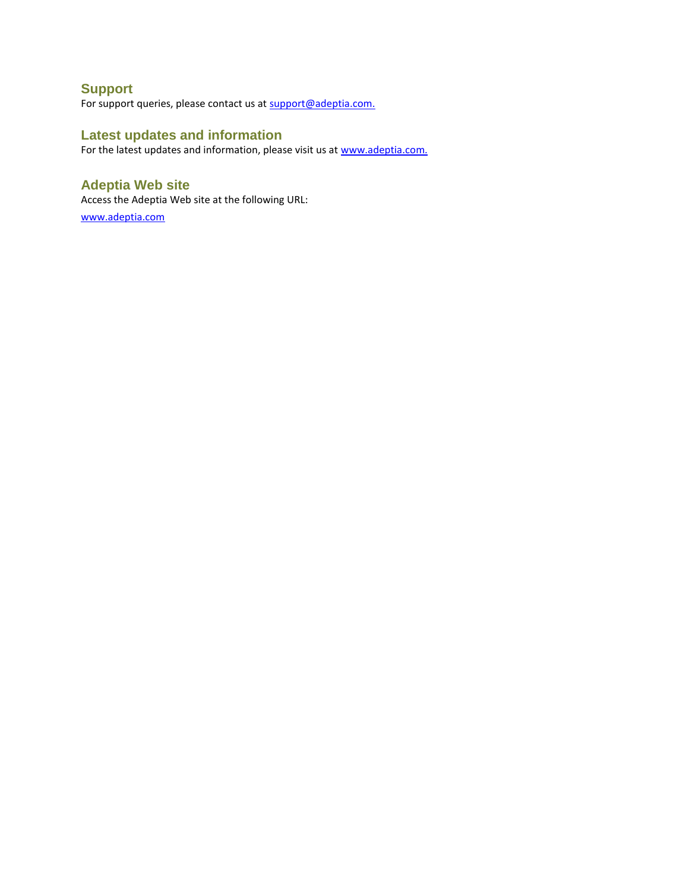## Support

For support queries, please contact us at support@adeptia.com.

## Latest updates and information

For the latest updates and information, please visit us at www.adeptia.com.

## Adeptia Web site

Access the Adeptia Web site at the following URL:

www.adeptia.com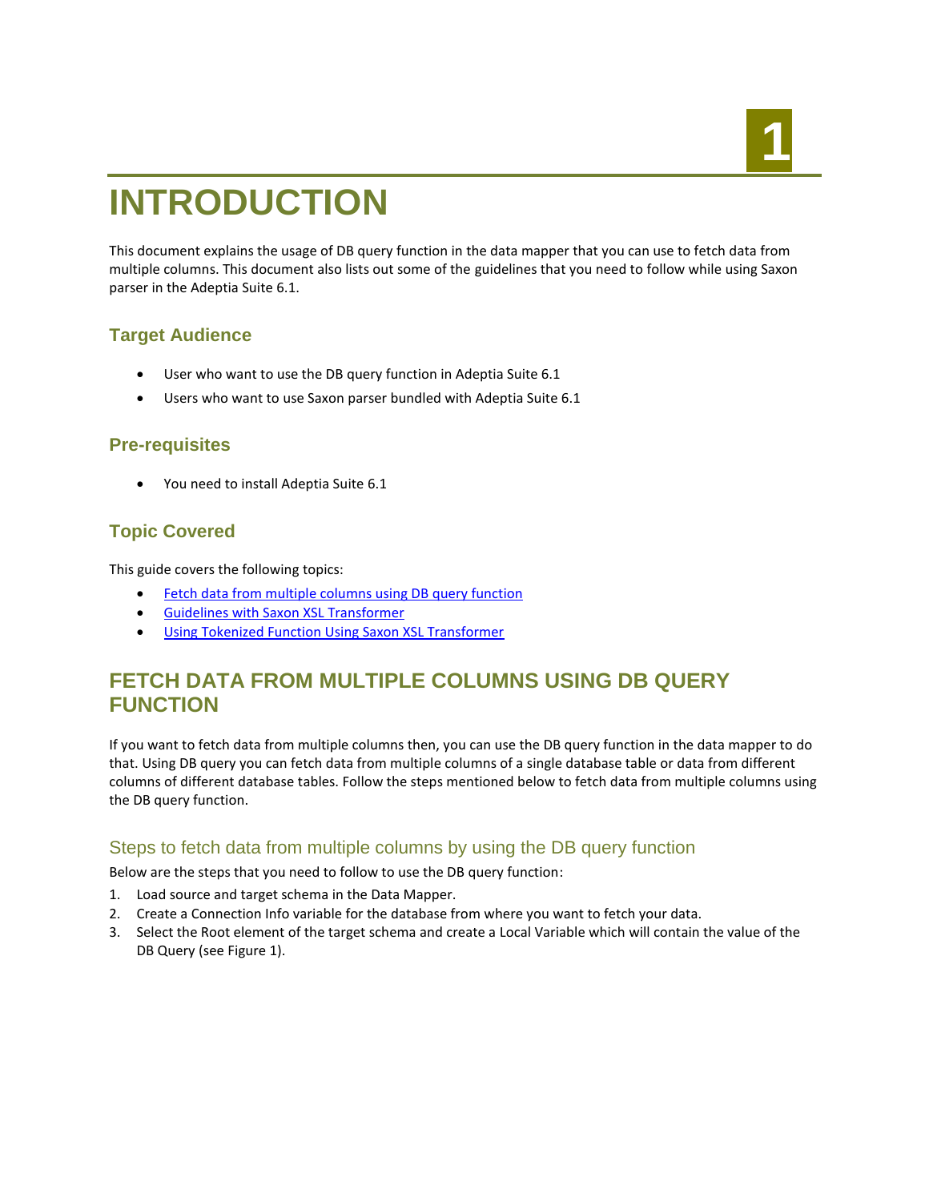# 1

# INTRODUCTION

This document explains the usage of DB query function in the data mapper that you can use to fetch data from multiple columns. This document also lists out some of the guidelines that you need to follow while using Saxon parser in the Adeptia Suite 6.1.

## Target Audience

- User who want to use the DB query function in Adeptia Suite 6.1
- Users who want to use Saxon parser bundled with Adeptia Suite 6.1

## Pre-requisites

- You need to install Adeptia Suite 6.1

## Topic Covered

This guide covers the following topics:

- Fetch data from multiple columns using DB query function
- Guidelines with Saxon XSL Transformer
- Using Tokenized Function Using Saxon XSL Transformer

## FETCH DATA FROM MULTIPLE COLUMNS USING DB QUERY FUNCTION

If you want to fetch data from multiple columns then, you can use the DB query function in the data mapper to do that. Using DB query you can fetch data from multiple columns of a single database table or data from different columns of different database tables. Follow the steps mentioned below to fetch data from multiple columns using the DB query function.

### Steps to fetch data from multiple columns by using the DB query function

Below are the steps that you need to follow to use the DB query function:

1. Load source and target schema in the Data Mapper.
2. Create a Connection Info variable for the database from where you want to fetch your data.
3. Select the Root element of the target schema and create a Local Variable which will contain the value of the DB Query (see Figure 1).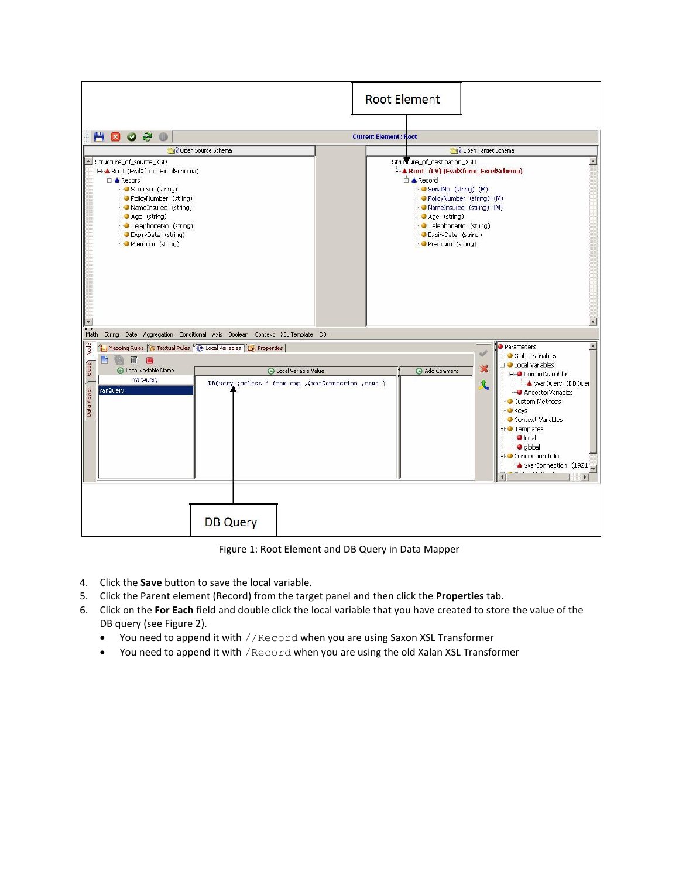Figure 1: Root Element and DB Query in Data Mapper

4. Click the **Save** button to save the local variable.
5. Click the Parent element (Record) from the target panel and then click the **Properties** tab.
6. Click on the **For Each** field and double click the local variable that you have created to store the value of the DB query (see Figure 2).
   - You need to append it with `//Record` when you are using Saxon XSL Transformer
   - You need to append it with `/Record` when you are using the old Xalan XSL Transformer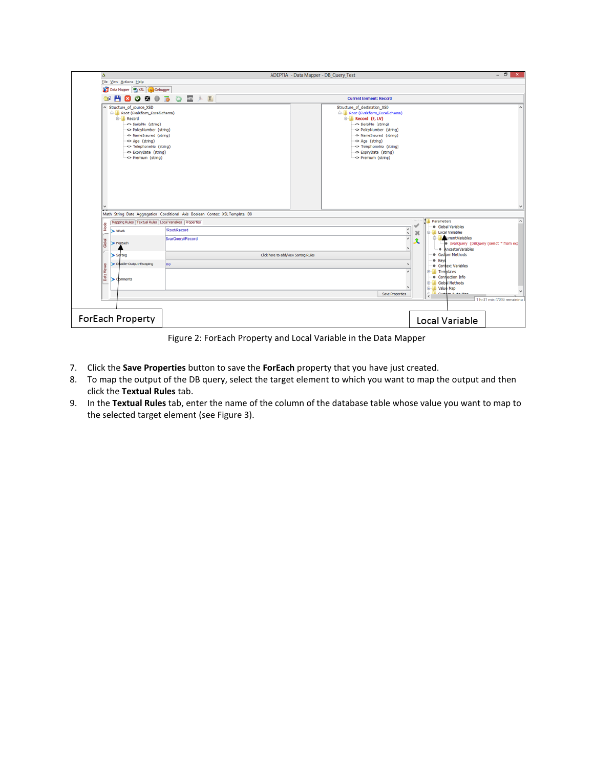Figure 2: ForEach Property and Local Variable in the Data Mapper

7. Click the **Save Properties** button to save the **ForEach** property that you have just created.
8. To map the output of the DB query, select the target element to which you want to map the output and then click the **Textual Rules** tab.
9. In the **Textual Rules** tab, enter the name of the column of the database table whose value you want to map to the selected target element (see Figure 3).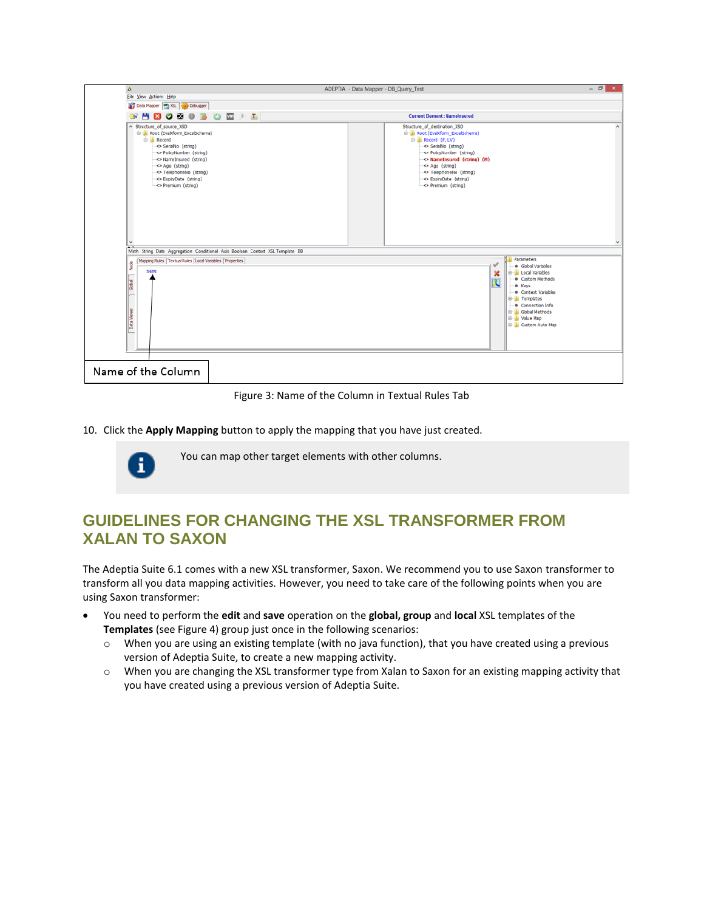Figure 3: Name of the Column in Textual Rules Tab

10. Click the **Apply Mapping** button to apply the mapping that you have just created.

> You can map other target elements with other columns.

## GUIDELINES FOR CHANGING THE XSL TRANSFORMER FROM XALAN TO SAXON

The Adeptia Suite 6.1 comes with a new XSL transformer, Saxon. We recommend you to use Saxon transformer to transform all you data mapping activities. However, you need to take care of the following points when you are using Saxon transformer:

- You need to perform the **edit** and **save** operation on the **global, group** and **local** XSL templates of the **Templates** (see Figure 4) group just once in the following scenarios:
    - When you are using an existing template (with no java function), that you have created using a previous version of Adeptia Suite, to create a new mapping activity.
    - When you are changing the XSL transformer type from Xalan to Saxon for an existing mapping activity that you have created using a previous version of Adeptia Suite.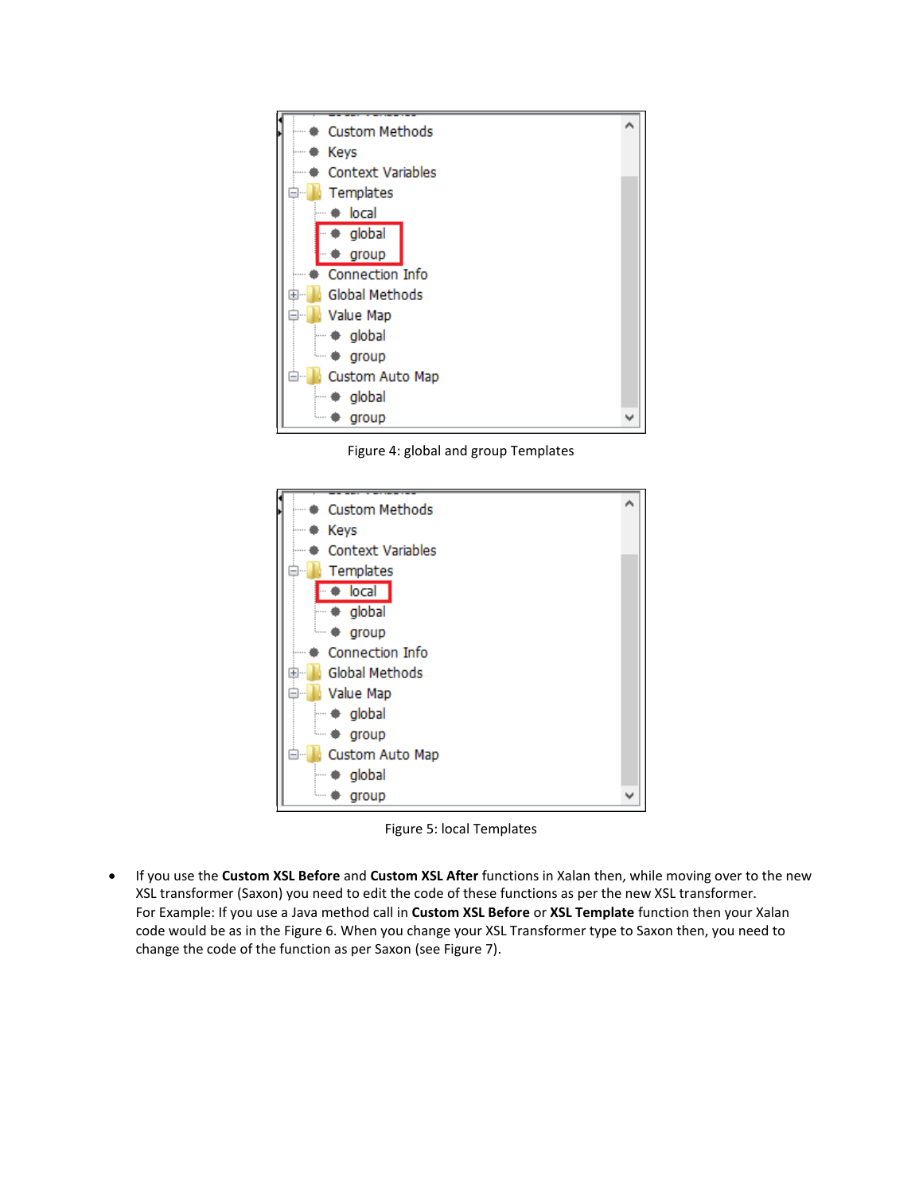Figure 4: global and group Templates

Figure 5: local Templates

- If you use the **Custom XSL Before** and **Custom XSL After** functions in Xalan then, while moving over to the new XSL transformer (Saxon) you need to edit the code of these functions as per the new XSL transformer.
  For Example: If you use a Java method call in **Custom XSL Before** or **XSL Template** function then your Xalan code would be as in the Figure 6. When you change your XSL Transformer type to Saxon then, you need to change the code of the function as per Saxon (see Figure 7).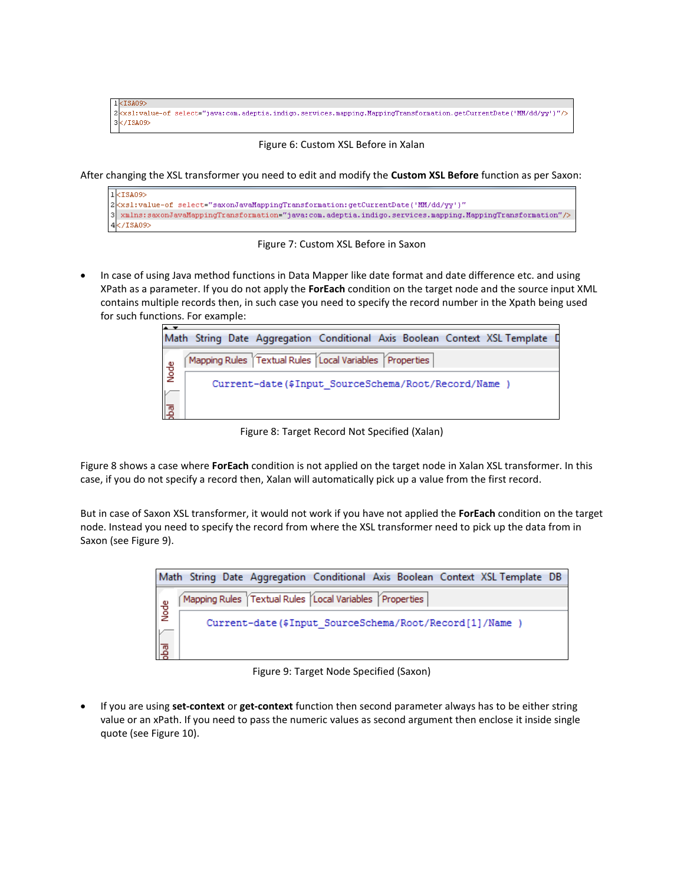```
1 <ISA09>
2 <xsl:value-of select="java:com.adeptia.indigo.services.mapping.MappingTransformation.getCurrentDate('MM/dd/yy')"/>
3 </ISA09>
```

Figure 6: Custom XSL Before in Xalan

After changing the XSL transformer you need to edit and modify the **Custom XSL Before** function as per Saxon:

```
1 <ISA09>
2 <xsl:value-of select="saxonJavaMappingTransformation:getCurrentDate('MM/dd/yy')"
3  xmlns:saxonJavaMappingTransformation="java:com.adeptia.indigo.services.mapping.MappingTransformation"/>
4 </ISA09>
```

Figure 7: Custom XSL Before in Saxon

- In case of using Java method functions in Data Mapper like date format and date difference etc. and using XPath as a parameter. If you do not apply the **ForEach** condition on the target node and the source input XML contains multiple records then, in such case you need to specify the record number in the Xpath being used for such functions. For example:

```
Current-date($Input_SourceSchema/Root/Record/Name )
```

Figure 8: Target Record Not Specified (Xalan)

Figure 8 shows a case where **ForEach** condition is not applied on the target node in Xalan XSL transformer. In this case, if you do not specify a record then, Xalan will automatically pick up a value from the first record.

But in case of Saxon XSL transformer, it would not work if you have not applied the **ForEach** condition on the target node. Instead you need to specify the record from where the XSL transformer need to pick up the data from in Saxon (see Figure 9).

```
Current-date($Input_SourceSchema/Root/Record[1]/Name )
```

Figure 9: Target Node Specified (Saxon)

- If you are using **set-context** or **get-context** function then second parameter always has to be either string value or an xPath. If you need to pass the numeric values as second argument then enclose it inside single quote (see Figure 10).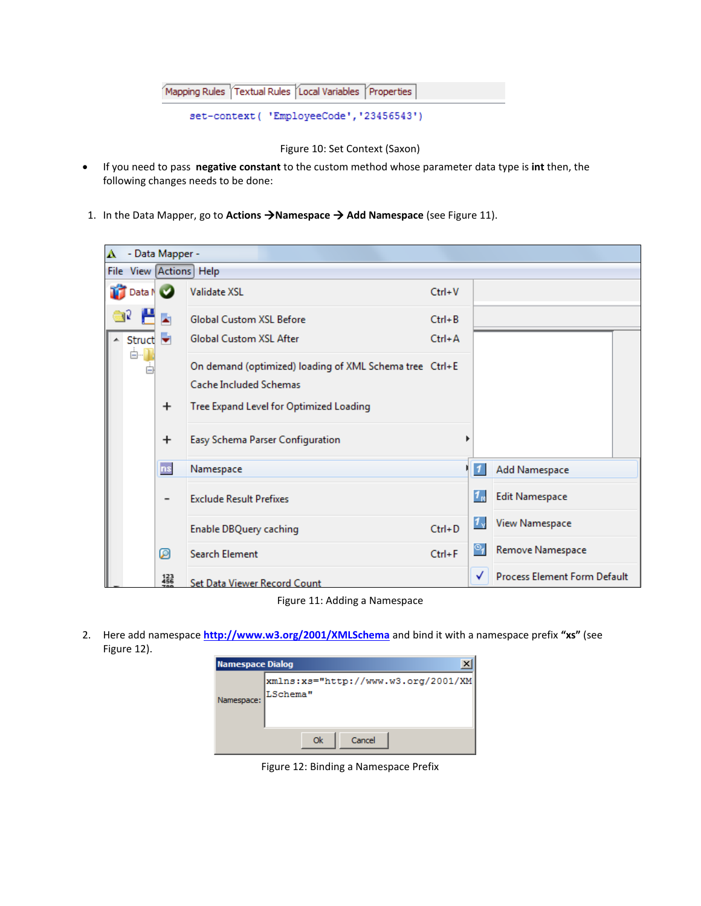| Mapping Rules | Textual Rules | Local Variables | Properties |
| --- | --- | --- | --- |

```
set-context( 'EmployeeCode','23456543')
```

Figure 10: Set Context (Saxon)

- If you need to pass **negative constant** to the custom method whose parameter data type is **int** then, the following changes needs to be done:

1. In the Data Mapper, go to **Actions →Namespace → Add Namespace** (see Figure 11).

Figure 11: Adding a Namespace

2. Here add namespace **http://www.w3.org/2001/XMLSchema** and bind it with a namespace prefix **"xs"** (see Figure 12).

Figure 12: Binding a Namespace Prefix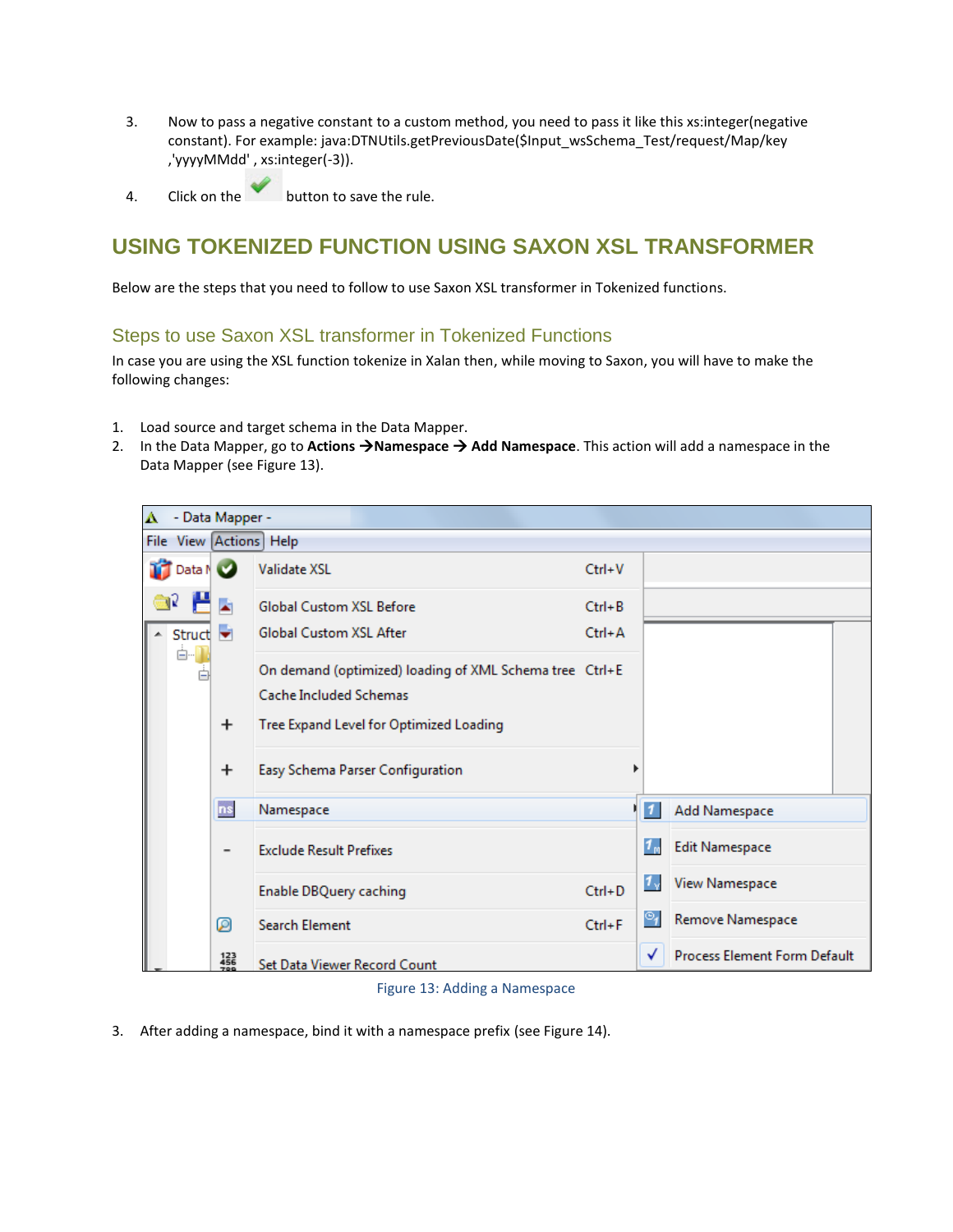3. Now to pass a negative constant to a custom method, you need to pass it like this xs:integer(negative constant). For example: java:DTNUtils.getPreviousDate($Input_wsSchema_Test/request/Map/key ,'yyyyMMdd' , xs:integer(-3)).

4. Click on the button to save the rule.

## USING TOKENIZED FUNCTION USING SAXON XSL TRANSFORMER

Below are the steps that you need to follow to use Saxon XSL transformer in Tokenized functions.

### Steps to use Saxon XSL transformer in Tokenized Functions

In case you are using the XSL function tokenize in Xalan then, while moving to Saxon, you will have to make the following changes:

1. Load source and target schema in the Data Mapper.
2. In the Data Mapper, go to **Actions** → **Namespace** → **Add Namespace**. This action will add a namespace in the Data Mapper (see Figure 13).

Figure 13: Adding a Namespace

3. After adding a namespace, bind it with a namespace prefix (see Figure 14).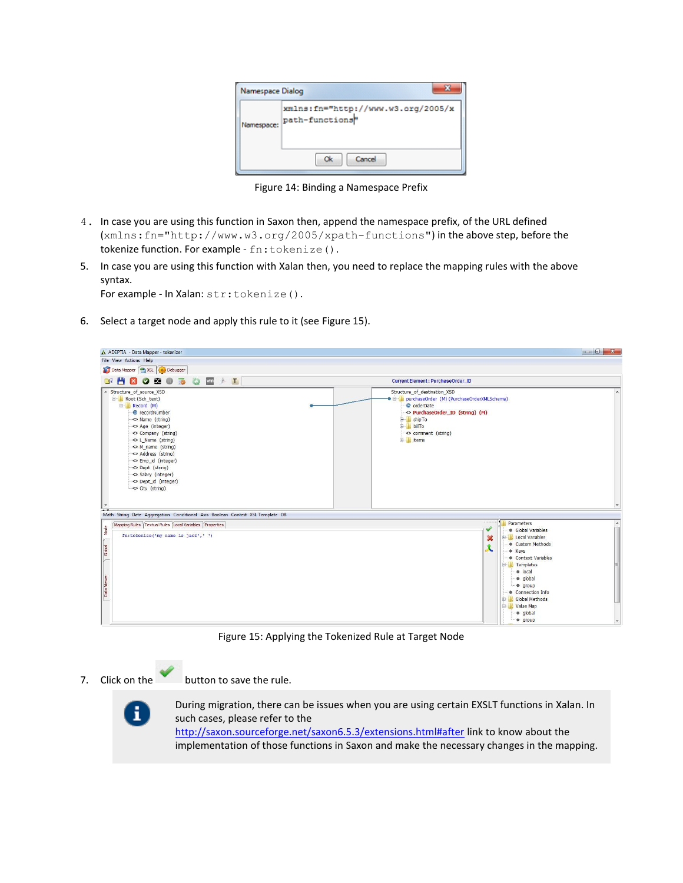Figure 14: Binding a Namespace Prefix

4. In case you are using this function in Saxon then, append the namespace prefix, of the URL defined (`xmlns:fn="http://www.w3.org/2005/xpath-functions"`) in the above step, before the tokenize function. For example - `fn:tokenize()`.
5. In case you are using this function with Xalan then, you need to replace the mapping rules with the above syntax.
   For example - In Xalan: `str:tokenize()`.
6. Select a target node and apply this rule to it (see Figure 15).

Figure 15: Applying the Tokenized Rule at Target Node

7. Click on the button to save the rule.

During migration, there can be issues when you are using certain EXSLT functions in Xalan. In such cases, please refer to the [http://saxon.sourceforge.net/saxon6.5.3/extensions.html#after](http://saxon.sourceforge.net/saxon6.5.3/extensions.html#after) link to know about the implementation of those functions in Saxon and make the necessary changes in the mapping.